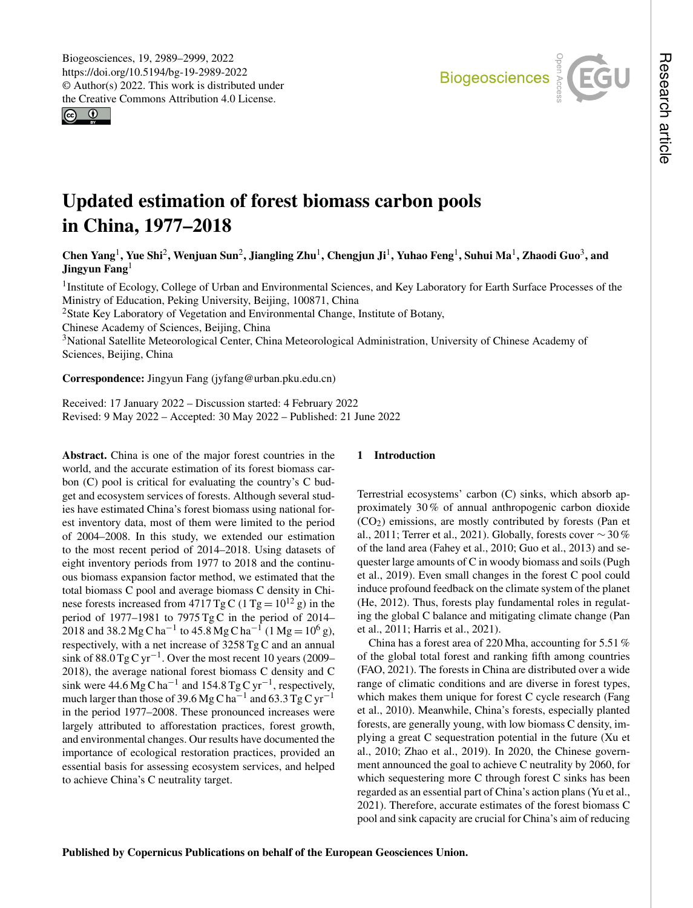# Updated estimation of forest biomass carbon pools in China, 1977–2018

**Chen Yang[1], Yue Shi[2], Wenjuan Sun[2], Jiangling Zhu[1], Chengjun Ji[1], Yuhao Feng[1], Suhui Ma[1], Zhaodi Guo[3], and Jingyun Fang[1]**

[1]Institute of Ecology, College of Urban and Environmental Sciences, and Key Laboratory for Earth Surface Processes of the Ministry of Education, Peking University, Beijing, 100871, China

[2]State Key Laboratory of Vegetation and Environmental Change, Institute of Botany, Chinese Academy of Sciences, Beijing, China

[3]National Satellite Meteorological Center, China Meteorological Administration, University of Chinese Academy of Sciences, Beijing, China

**Correspondence:** Jingyun Fang (jyfang@urban.pku.edu.cn)

Received: 17 January 2022 – Discussion started: 4 February 2022
Revised: 9 May 2022 – Accepted: 30 May 2022 – Published: 21 June 2022

**Abstract.** China is one of the major forest countries in the world, and the accurate estimation of its forest biomass carbon (C) pool is critical for evaluating the country's C budget and ecosystem services of forests. Although several studies have estimated China's forest biomass using national forest inventory data, most of them were limited to the period of 2004–2008. In this study, we extended our estimation to the most recent period of 2014–2018. Using datasets of eight inventory periods from 1977 to 2018 and the continuous biomass expansion factor method, we estimated that the total biomass C pool and average biomass C density in Chinese forests increased from 4717 Tg C ($1\,\mathrm{Tg} = 10^{12}\,\mathrm{g}$) in the period of 1977–1981 to 7975 Tg C in the period of 2014–2018 and 38.2 $\mathrm{Mg\,C\,ha^{-1}}$ to 45.8 $\mathrm{Mg\,C\,ha^{-1}}$ ($1\,\mathrm{Mg} = 10^{6}\,\mathrm{g}$), respectively, with a net increase of 3258 Tg C and an annual sink of 88.0 $\mathrm{Tg\,C\,yr^{-1}}$. Over the most recent 10 years (2009–2018), the average national forest biomass C density and C sink were 44.6 $\mathrm{Mg\,C\,ha^{-1}}$ and 154.8 $\mathrm{Tg\,C\,yr^{-1}}$, respectively, much larger than those of 39.6 $\mathrm{Mg\,C\,ha^{-1}}$ and 63.3 $\mathrm{Tg\,C\,yr^{-1}}$ in the period 1977–2008. These pronounced increases were largely attributed to afforestation practices, forest growth, and environmental changes. Our results have documented the importance of ecological restoration practices, provided an essential basis for assessing ecosystem services, and helped to achieve China's C neutrality target.

## 1 Introduction

Terrestrial ecosystems' carbon (C) sinks, which absorb approximately 30 % of annual anthropogenic carbon dioxide ($CO_2$) emissions, are mostly contributed by forests (Pan et al., 2011; Terrer et al., 2021). Globally, forests cover ∼ 30 % of the land area (Fahey et al., 2010; Guo et al., 2013) and sequester large amounts of C in woody biomass and soils (Pugh et al., 2019). Even small changes in the forest C pool could induce profound feedback on the climate system of the planet (He, 2012). Thus, forests play fundamental roles in regulating the global C balance and mitigating climate change (Pan et al., 2011; Harris et al., 2021).

China has a forest area of 220 Mha, accounting for 5.51 % of the global total forest and ranking fifth among countries (FAO, 2021). The forests in China are distributed over a wide range of climatic conditions and are diverse in forest types, which makes them unique for forest C cycle research (Fang et al., 2010). Meanwhile, China's forests, especially planted forests, are generally young, with low biomass C density, implying a great C sequestration potential in the future (Xu et al., 2010; Zhao et al., 2019). In 2020, the Chinese government announced the goal to achieve C neutrality by 2060, for which sequestering more C through forest C sinks has been regarded as an essential part of China's action plans (Yu et al., 2021). Therefore, accurate estimates of the forest biomass C pool and sink capacity are crucial for China's aim of reducing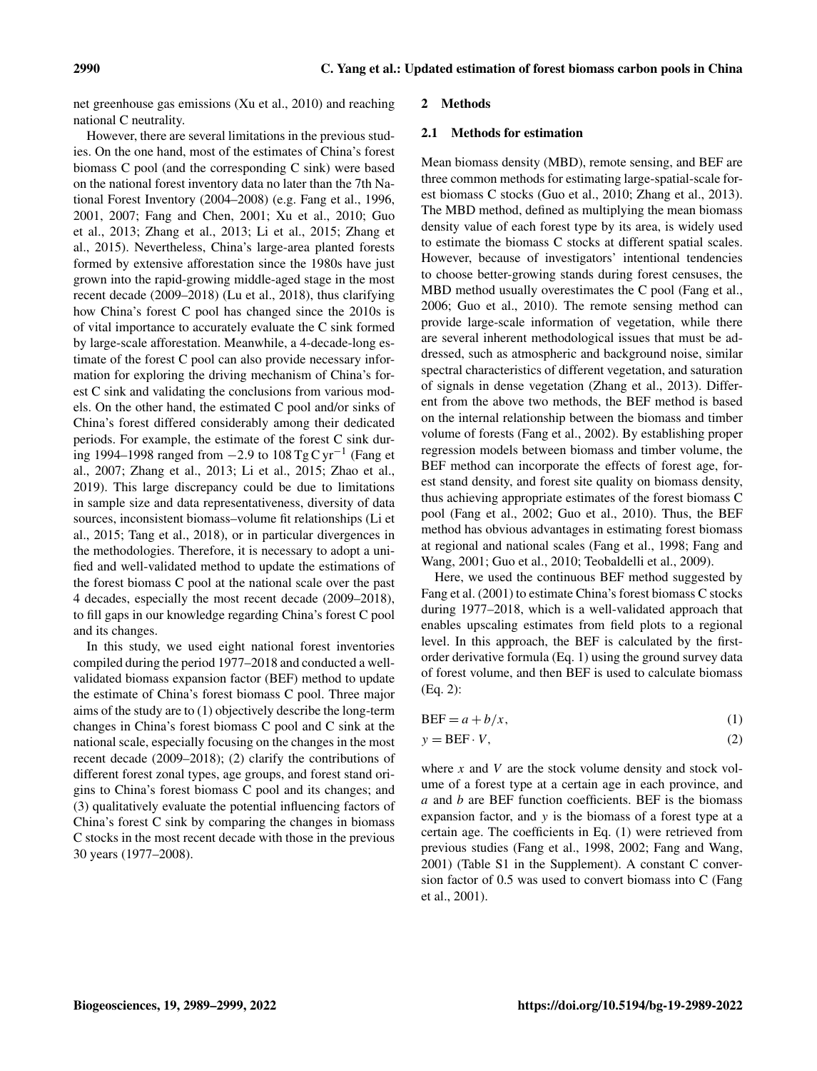net greenhouse gas emissions (Xu et al., 2010) and reaching national C neutrality.

However, there are several limitations in the previous studies. On the one hand, most of the estimates of China's forest biomass C pool (and the corresponding C sink) were based on the national forest inventory data no later than the 7th National Forest Inventory (2004–2008) (e.g. Fang et al., 1996, 2001, 2007; Fang and Chen, 2001; Xu et al., 2010; Guo et al., 2013; Zhang et al., 2013; Li et al., 2015; Zhang et al., 2015). Nevertheless, China's large-area planted forests formed by extensive afforestation since the 1980s have just grown into the rapid-growing middle-aged stage in the most recent decade (2009–2018) (Lu et al., 2018), thus clarifying how China's forest C pool has changed since the 2010s is of vital importance to accurately evaluate the C sink formed by large-scale afforestation. Meanwhile, a 4-decade-long estimate of the forest C pool can also provide necessary information for exploring the driving mechanism of China's forest C sink and validating the conclusions from various models. On the other hand, the estimated C pool and/or sinks of China's forest differed considerably among their dedicated periods. For example, the estimate of the forest C sink during 1994–1998 ranged from $-2.9$ to $108\,\mathrm{Tg\,C\,yr^{-1}}$ (Fang et al., 2007; Zhang et al., 2013; Li et al., 2015; Zhao et al., 2019). This large discrepancy could be due to limitations in sample size and data representativeness, diversity of data sources, inconsistent biomass–volume fit relationships (Li et al., 2015; Tang et al., 2018), or in particular divergences in the methodologies. Therefore, it is necessary to adopt a unified and well-validated method to update the estimations of the forest biomass C pool at the national scale over the past 4 decades, especially the most recent decade (2009–2018), to fill gaps in our knowledge regarding China's forest C pool and its changes.

In this study, we used eight national forest inventories compiled during the period 1977–2018 and conducted a well-validated biomass expansion factor (BEF) method to update the estimate of China's forest biomass C pool. Three major aims of the study are to (1) objectively describe the long-term changes in China's forest biomass C pool and C sink at the national scale, especially focusing on the changes in the most recent decade (2009–2018); (2) clarify the contributions of different forest zonal types, age groups, and forest stand origins to China's forest biomass C pool and its changes; and (3) qualitatively evaluate the potential influencing factors of China's forest C sink by comparing the changes in biomass C stocks in the most recent decade with those in the previous 30 years (1977–2008).

## 2 Methods

### 2.1 Methods for estimation

Mean biomass density (MBD), remote sensing, and BEF are three common methods for estimating large-spatial-scale forest biomass C stocks (Guo et al., 2010; Zhang et al., 2013). The MBD method, defined as multiplying the mean biomass density value of each forest type by its area, is widely used to estimate the biomass C stocks at different spatial scales. However, because of investigators' intentional tendencies to choose better-growing stands during forest censuses, the MBD method usually overestimates the C pool (Fang et al., 2006; Guo et al., 2010). The remote sensing method can provide large-scale information of vegetation, while there are several inherent methodological issues that must be addressed, such as atmospheric and background noise, similar spectral characteristics of different vegetation, and saturation of signals in dense vegetation (Zhang et al., 2013). Different from the above two methods, the BEF method is based on the internal relationship between the biomass and timber volume of forests (Fang et al., 2002). By establishing proper regression models between biomass and timber volume, the BEF method can incorporate the effects of forest age, forest stand density, and forest site quality on biomass density, thus achieving appropriate estimates of the forest biomass C pool (Fang et al., 2002; Guo et al., 2010). Thus, the BEF method has obvious advantages in estimating forest biomass at regional and national scales (Fang et al., 1998; Fang and Wang, 2001; Guo et al., 2010; Teobaldelli et al., 2009).

Here, we used the continuous BEF method suggested by Fang et al. (2001) to estimate China's forest biomass C stocks during 1977–2018, which is a well-validated approach that enables upscaling estimates from field plots to a regional level. In this approach, the BEF is calculated by the first-order derivative formula (Eq. 1) using the ground survey data of forest volume, and then BEF is used to calculate biomass (Eq. 2):

$$\mathrm{BEF} = a + b/x, \tag{1}$$

$$y = \mathrm{BEF} \cdot V, \tag{2}$$

where $x$ and $V$ are the stock volume density and stock volume of a forest type at a certain age in each province, and $a$ and $b$ are BEF function coefficients. BEF is the biomass expansion factor, and $y$ is the biomass of a forest type at a certain age. The coefficients in Eq. (1) were retrieved from previous studies (Fang et al., 1998, 2002; Fang and Wang, 2001) (Table S1 in the Supplement). A constant C conversion factor of 0.5 was used to convert biomass into C (Fang et al., 2001).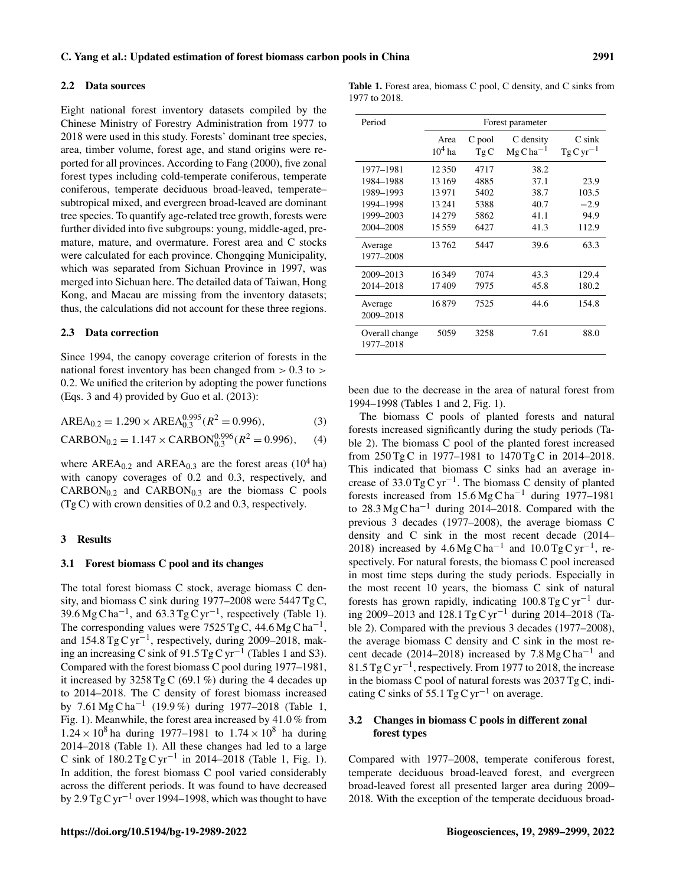## 2.2 Data sources

Eight national forest inventory datasets compiled by the Chinese Ministry of Forestry Administration from 1977 to 2018 were used in this study. Forests' dominant tree species, area, timber volume, forest age, and stand origins were reported for all provinces. According to Fang (2000), five zonal forest types including cold-temperate coniferous, temperate coniferous, temperate deciduous broad-leaved, temperate–subtropical mixed, and evergreen broad-leaved are dominant tree species. To quantify age-related tree growth, forests were further divided into five subgroups: young, middle-aged, premature, mature, and overmature. Forest area and C stocks were calculated for each province. Chongqing Municipality, which was separated from Sichuan Province in 1997, was merged into Sichuan here. The detailed data of Taiwan, Hong Kong, and Macau are missing from the inventory datasets; thus, the calculations did not account for these three regions.

## 2.3 Data correction

Since 1994, the canopy coverage criterion of forests in the national forest inventory has been changed from $> 0.3$ to $> 0.2$. We unified the criterion by adopting the power functions (Eqs. 3 and 4) provided by Guo et al. (2013):

$$\mathrm{AREA}_{0.2} = 1.290 \times \mathrm{AREA}_{0.3}^{0.995} (R^2 = 0.996), \tag{3}$$

$$\mathrm{CARBON}_{0.2} = 1.147 \times \mathrm{CARBON}_{0.3}^{0.996} (R^2 = 0.996), \tag{4}$$

where $\mathrm{AREA}_{0.2}$ and $\mathrm{AREA}_{0.3}$ are the forest areas ($10^4$ ha) with canopy coverages of 0.2 and 0.3, respectively, and $\mathrm{CARBON}_{0.2}$ and $\mathrm{CARBON}_{0.3}$ are the biomass C pools (Tg C) with crown densities of 0.2 and 0.3, respectively.

# 3 Results

## 3.1 Forest biomass C pool and its changes

The total forest biomass C stock, average biomass C density, and biomass C sink during 1977–2008 were 5447 Tg C, 39.6 Mg C ha$^{-1}$, and 63.3 Tg C yr$^{-1}$, respectively (Table 1). The corresponding values were 7525 Tg C, 44.6 Mg C ha$^{-1}$, and 154.8 Tg C yr$^{-1}$, respectively, during 2009–2018, making an increasing C sink of 91.5 Tg C yr$^{-1}$ (Tables 1 and S3). Compared with the forest biomass C pool during 1977–1981, it increased by 3258 Tg C (69.1 %) during the 4 decades up to 2014–2018. The C density of forest biomass increased by 7.61 Mg C ha$^{-1}$ (19.9 %) during 1977–2018 (Table 1, Fig. 1). Meanwhile, the forest area increased by 41.0 % from $1.24 \times 10^8$ ha during 1977–1981 to $1.74 \times 10^8$ ha during 2014–2018 (Table 1). All these changes had led to a large C sink of 180.2 Tg C yr$^{-1}$ in 2014–2018 (Table 1, Fig. 1). In addition, the forest biomass C pool varied considerably across the different periods. It was found to have decreased by 2.9 Tg C yr$^{-1}$ over 1994–1998, which was thought to have been due to the decrease in the area of natural forest from 1994–1998 (Tables 1 and 2, Fig. 1).

**Table 1.** Forest area, biomass C pool, C density, and C sinks from 1977 to 2018.

| Period | Forest parameter | | | |
|---|---|---|---|---|
| | Area $10^4$ ha | C pool Tg C | C density Mg C ha$^{-1}$ | C sink Tg C yr$^{-1}$ |
| 1977–1981 | 12 350 | 4717 | 38.2 | |
| 1984–1988 | 13 169 | 4885 | 37.1 | 23.9 |
| 1989–1993 | 13 971 | 5402 | 38.7 | 103.5 |
| 1994–1998 | 13 241 | 5388 | 40.7 | −2.9 |
| 1999–2003 | 14 279 | 5862 | 41.1 | 94.9 |
| 2004–2008 | 15 559 | 6427 | 41.3 | 112.9 |
| Average 1977–2008 | 13 762 | 5447 | 39.6 | 63.3 |
| 2009–2013 | 16 349 | 7074 | 43.3 | 129.4 |
| 2014–2018 | 17 409 | 7975 | 45.8 | 180.2 |
| Average 2009–2018 | 16 879 | 7525 | 44.6 | 154.8 |
| Overall change 1977–2018 | 5059 | 3258 | 7.61 | 88.0 |

The biomass C pools of planted forests and natural forests increased significantly during the study periods (Table 2). The biomass C pool of the planted forest increased from 250 Tg C in 1977–1981 to 1470 Tg C in 2014–2018. This indicated that biomass C sinks had an average increase of 33.0 Tg C yr$^{-1}$. The biomass C density of planted forests increased from 15.6 Mg C ha$^{-1}$ during 1977–1981 to 28.3 Mg C ha$^{-1}$ during 2014–2018. Compared with the previous 3 decades (1977–2008), the average biomass C density and C sink in the most recent decade (2014–2018) increased by 4.6 Mg C ha$^{-1}$ and 10.0 Tg C yr$^{-1}$, respectively. For natural forests, the biomass C pool increased in most time steps during the study periods. Especially in the most recent 10 years, the biomass C sink of natural forests has grown rapidly, indicating 100.8 Tg C yr$^{-1}$ during 2009–2013 and 128.1 Tg C yr$^{-1}$ during 2014–2018 (Table 2). Compared with the previous 3 decades (1977–2008), the average biomass C density and C sink in the most recent decade (2014–2018) increased by 7.8 Mg C ha$^{-1}$ and 81.5 Tg C yr$^{-1}$, respectively. From 1977 to 2018, the increase in the biomass C pool of natural forests was 2037 Tg C, indicating C sinks of 55.1 Tg C yr$^{-1}$ on average.

## 3.2 Changes in biomass C pools in different zonal forest types

Compared with 1977–2008, temperate coniferous forest, temperate deciduous broad-leaved forest, and evergreen broad-leaved forest all presented larger area during 2009–2018. With the exception of the temperate deciduous broad-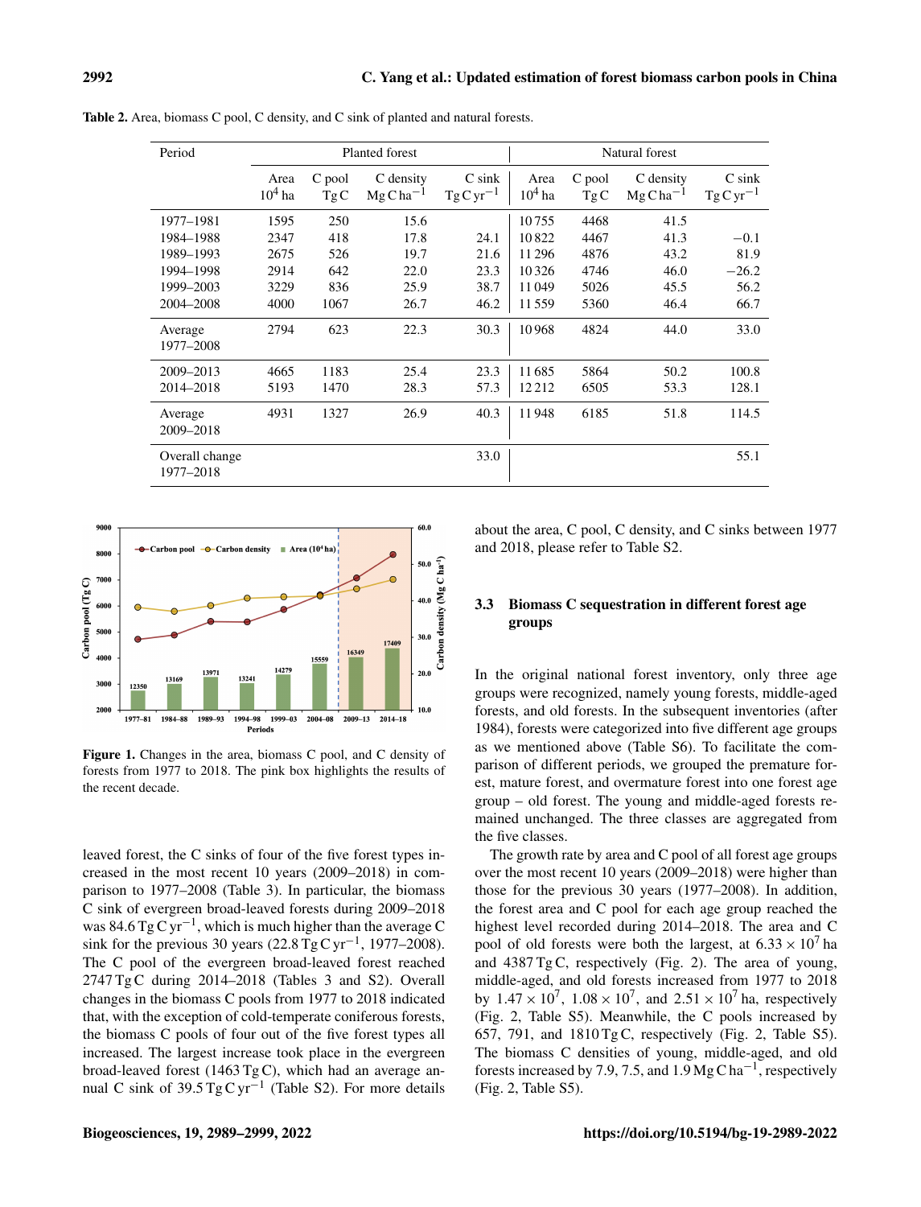**Table 2.** Area, biomass C pool, C density, and C sink of planted and natural forests.

| Period | Planted forest | | | | Natural forest | | | |
|---|---|---|---|---|---|---|---|---|
| | Area $10^4$ ha | C pool Tg C | C density $Mg\,C\,ha^{-1}$ | C sink $Tg\,C\,yr^{-1}$ | Area $10^4$ ha | C pool Tg C | C density $Mg\,C\,ha^{-1}$ | C sink $Tg\,C\,yr^{-1}$ |
| 1977–1981 | 1595 | 250 | 15.6 | | 10 755 | 4468 | 41.5 | |
| 1984–1988 | 2347 | 418 | 17.8 | 24.1 | 10 822 | 4467 | 41.3 | −0.1 |
| 1989–1993 | 2675 | 526 | 19.7 | 21.6 | 11 296 | 4876 | 43.2 | 81.9 |
| 1994–1998 | 2914 | 642 | 22.0 | 23.3 | 10 326 | 4746 | 46.0 | −26.2 |
| 1999–2003 | 3229 | 836 | 25.9 | 38.7 | 11 049 | 5026 | 45.5 | 56.2 |
| 2004–2008 | 4000 | 1067 | 26.7 | 46.2 | 11 559 | 5360 | 46.4 | 66.7 |
| Average 1977–2008 | 2794 | 623 | 22.3 | 30.3 | 10 968 | 4824 | 44.0 | 33.0 |
| 2009–2013 | 4665 | 1183 | 25.4 | 23.3 | 11 685 | 5864 | 50.2 | 100.8 |
| 2014–2018 | 5193 | 1470 | 28.3 | 57.3 | 12 212 | 6505 | 53.3 | 128.1 |
| Average 2009–2018 | 4931 | 1327 | 26.9 | 40.3 | 11 948 | 6185 | 51.8 | 114.5 |
| Overall change 1977–2018 | | | | 33.0 | | | | 55.1 |

**Figure 1.** Changes in the area, biomass C pool, and C density of forests from 1977 to 2018. The pink box highlights the results of the recent decade.

leaved forest, the C sinks of four of the five forest types increased in the most recent 10 years (2009–2018) in comparison to 1977–2008 (Table 3). In particular, the biomass C sink of evergreen broad-leaved forests during 2009–2018 was 84.6 $Tg\,C\,yr^{-1}$, which is much higher than the average C sink for the previous 30 years (22.8 $Tg\,C\,yr^{-1}$, 1977–2008). The C pool of the evergreen broad-leaved forest reached 2747 Tg C during 2014–2018 (Tables 3 and S2). Overall changes in the biomass C pools from 1977 to 2018 indicated that, with the exception of cold-temperate coniferous forests, the biomass C pools of four out of the five forest types all increased. The largest increase took place in the evergreen broad-leaved forest (1463 Tg C), which had an average annual C sink of 39.5 $Tg\,C\,yr^{-1}$ (Table S2). For more details about the area, C pool, C density, and C sinks between 1977 and 2018, please refer to Table S2.

### 3.3 Biomass C sequestration in different forest age groups

In the original national forest inventory, only three age groups were recognized, namely young forests, middle-aged forests, and old forests. In the subsequent inventories (after 1984), forests were categorized into five different age groups as we mentioned above (Table S6). To facilitate the comparison of different periods, we grouped the premature forest, mature forest, and overmature forest into one forest age group – old forest. The young and middle-aged forests remained unchanged. The three classes are aggregated from the five classes.

The growth rate by area and C pool of all forest age groups over the most recent 10 years (2009–2018) were higher than those for the previous 30 years (1977–2008). In addition, the forest area and C pool for each age group reached the highest level recorded during 2014–2018. The area and C pool of old forests were both the largest, at $6.33 \times 10^7$ ha and 4387 Tg C, respectively (Fig. 2). The area of young, middle-aged, and old forests increased from 1977 to 2018 by $1.47 \times 10^7$, $1.08 \times 10^7$, and $2.51 \times 10^7$ ha, respectively (Fig. 2, Table S5). Meanwhile, the C pools increased by 657, 791, and 1810 Tg C, respectively (Fig. 2, Table S5). The biomass C densities of young, middle-aged, and old forests increased by 7.9, 7.5, and 1.9 $Mg\,C\,ha^{-1}$, respectively (Fig. 2, Table S5).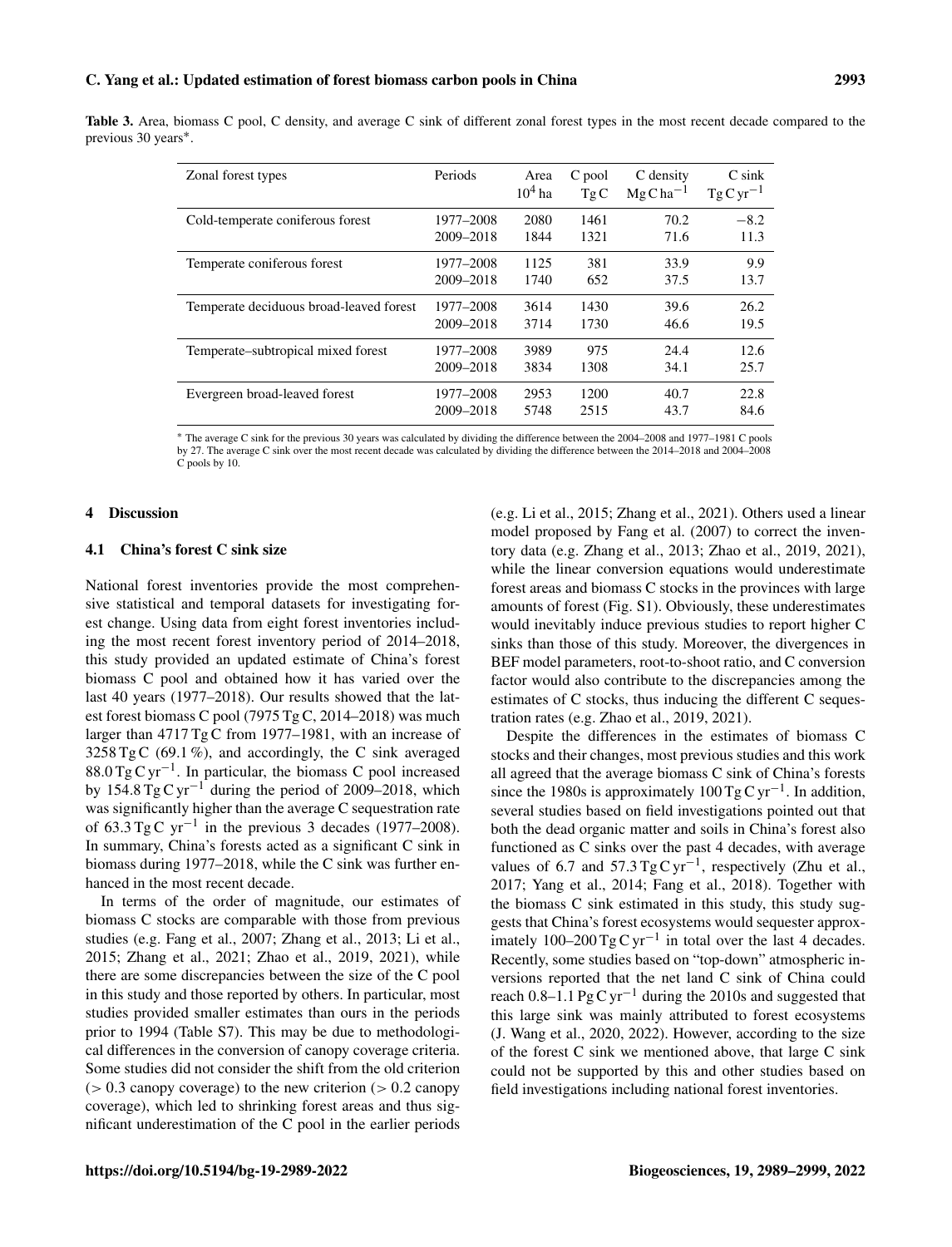**Table 3.** Area, biomass C pool, C density, and average C sink of different zonal forest types in the most recent decade compared to the previous 30 years*.

| Zonal forest types | Periods | Area $10^4$ ha | C pool Tg C | C density $Mg\,C\,ha^{-1}$ | C sink $Tg\,C\,yr^{-1}$ |
|---|---|---|---|---|---|
| Cold-temperate coniferous forest | 1977–2008 | 2080 | 1461 | 70.2 | −8.2 |
| | 2009–2018 | 1844 | 1321 | 71.6 | 11.3 |
| Temperate coniferous forest | 1977–2008 | 1125 | 381 | 33.9 | 9.9 |
| | 2009–2018 | 1740 | 652 | 37.5 | 13.7 |
| Temperate deciduous broad-leaved forest | 1977–2008 | 3614 | 1430 | 39.6 | 26.2 |
| | 2009–2018 | 3714 | 1730 | 46.6 | 19.5 |
| Temperate–subtropical mixed forest | 1977–2008 | 3989 | 975 | 24.4 | 12.6 |
| | 2009–2018 | 3834 | 1308 | 34.1 | 25.7 |
| Evergreen broad-leaved forest | 1977–2008 | 2953 | 1200 | 40.7 | 22.8 |
| | 2009–2018 | 5748 | 2515 | 43.7 | 84.6 |

* The average C sink for the previous 30 years was calculated by dividing the difference between the 2004–2008 and 1977–1981 C pools by 27. The average C sink over the most recent decade was calculated by dividing the difference between the 2014–2018 and 2004–2008 C pools by 10.

## 4 Discussion

### 4.1 China's forest C sink size

National forest inventories provide the most comprehensive statistical and temporal datasets for investigating forest change. Using data from eight forest inventories including the most recent forest inventory period of 2014–2018, this study provided an updated estimate of China's forest biomass C pool and obtained how it has varied over the last 40 years (1977–2018). Our results showed that the latest forest biomass C pool (7975 Tg C, 2014–2018) was much larger than 4717 Tg C from 1977–1981, with an increase of 3258 Tg C (69.1 %), and accordingly, the C sink averaged 88.0 $Tg\,C\,yr^{-1}$. In particular, the biomass C pool increased by 154.8 $Tg\,C\,yr^{-1}$ during the period of 2009–2018, which was significantly higher than the average C sequestration rate of 63.3 $Tg\,C\,yr^{-1}$ in the previous 3 decades (1977–2008). In summary, China's forests acted as a significant C sink in biomass during 1977–2018, while the C sink was further enhanced in the most recent decade.

In terms of the order of magnitude, our estimates of biomass C stocks are comparable with those from previous studies (e.g. Fang et al., 2007; Zhang et al., 2013; Li et al., 2015; Zhang et al., 2021; Zhao et al., 2019, 2021), while there are some discrepancies between the size of the C pool in this study and those reported by others. In particular, most studies provided smaller estimates than ours in the periods prior to 1994 (Table S7). This may be due to methodological differences in the conversion of canopy coverage criteria. Some studies did not consider the shift from the old criterion ($> 0.3$ canopy coverage) to the new criterion ($> 0.2$ canopy coverage), which led to shrinking forest areas and thus significant underestimation of the C pool in the earlier periods (e.g. Li et al., 2015; Zhang et al., 2021). Others used a linear model proposed by Fang et al. (2007) to correct the inventory data (e.g. Zhang et al., 2013; Zhao et al., 2019, 2021), while the linear conversion equations would underestimate forest areas and biomass C stocks in the provinces with large amounts of forest (Fig. S1). Obviously, these underestimates would inevitably induce previous studies to report higher C sinks than those of this study. Moreover, the divergences in BEF model parameters, root-to-shoot ratio, and C conversion factor would also contribute to the discrepancies among the estimates of C stocks, thus inducing the different C sequestration rates (e.g. Zhao et al., 2019, 2021).

Despite the differences in the estimates of biomass C stocks and their changes, most previous studies and this work all agreed that the average biomass C sink of China's forests since the 1980s is approximately 100 $Tg\,C\,yr^{-1}$. In addition, several studies based on field investigations pointed out that both the dead organic matter and soils in China's forest also functioned as C sinks over the past 4 decades, with average values of 6.7 and 57.3 $Tg\,C\,yr^{-1}$, respectively (Zhu et al., 2017; Yang et al., 2014; Fang et al., 2018). Together with the biomass C sink estimated in this study, this study suggests that China's forest ecosystems would sequester approximately 100–200 $Tg\,C\,yr^{-1}$ in total over the last 4 decades. Recently, some studies based on "top-down" atmospheric inversions reported that the net land C sink of China could reach 0.8–1.1 $Pg\,C\,yr^{-1}$ during the 2010s and suggested that this large sink was mainly attributed to forest ecosystems (J. Wang et al., 2020, 2022). However, according to the size of the forest C sink we mentioned above, that large C sink could not be supported by this and other studies based on field investigations including national forest inventories.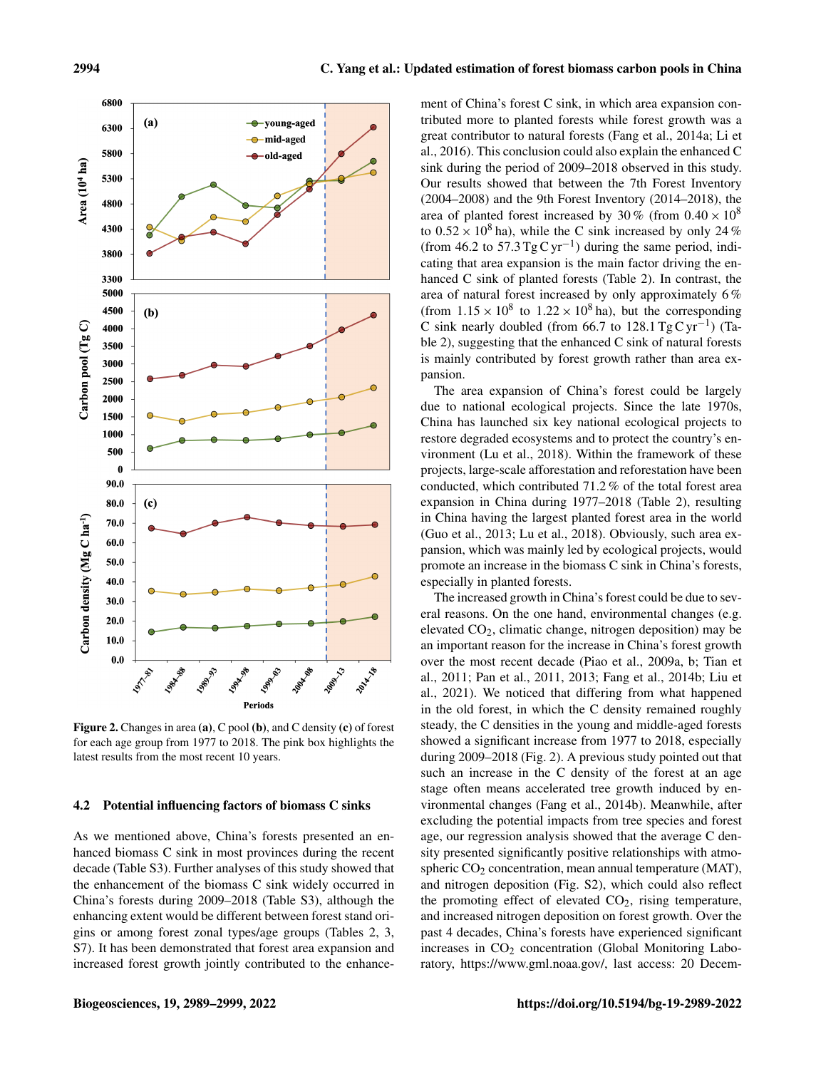Figure 2. Changes in area **(a)**, C pool **(b)**, and C density **(c)** of forest for each age group from 1977 to 2018. The pink box highlights the latest results from the most recent 10 years.

### 4.2 Potential influencing factors of biomass C sinks

As we mentioned above, China's forests presented an enhanced biomass C sink in most provinces during the recent decade (Table S3). Further analyses of this study showed that the enhancement of the biomass C sink widely occurred in China's forests during 2009–2018 (Table S3), although the enhancing extent would be different between forest stand origins or among forest zonal types/age groups (Tables 2, 3, S7). It has been demonstrated that forest area expansion and increased forest growth jointly contributed to the enhancement of China's forest C sink, in which area expansion contributed more to planted forests while forest growth was a great contributor to natural forests (Fang et al., 2014a; Li et al., 2016). This conclusion could also explain the enhanced C sink during the period of 2009–2018 observed in this study. Our results showed that between the 7th Forest Inventory (2004–2008) and the 9th Forest Inventory (2014–2018), the area of planted forest increased by 30 % (from $0.40 \times 10^8$ to $0.52 \times 10^8$ ha), while the C sink increased by only 24 % (from 46.2 to 57.3 $\mathrm{Tg\,C\,yr^{-1}}$) during the same period, indicating that area expansion is the main factor driving the enhanced C sink of planted forests (Table 2). In contrast, the area of natural forest increased by only approximately 6 % (from $1.15 \times 10^8$ to $1.22 \times 10^8$ ha), but the corresponding C sink nearly doubled (from 66.7 to 128.1 $\mathrm{Tg\,C\,yr^{-1}}$) (Table 2), suggesting that the enhanced C sink of natural forests is mainly contributed by forest growth rather than area expansion.

The area expansion of China's forest could be largely due to national ecological projects. Since the late 1970s, China has launched six key national ecological projects to restore degraded ecosystems and to protect the country's environment (Lu et al., 2018). Within the framework of these projects, large-scale afforestation and reforestation have been conducted, which contributed 71.2 % of the total forest area expansion in China during 1977–2018 (Table 2), resulting in China having the largest planted forest area in the world (Guo et al., 2013; Lu et al., 2018). Obviously, such area expansion, which was mainly led by ecological projects, would promote an increase in the biomass C sink in China's forests, especially in planted forests.

The increased growth in China's forest could be due to several reasons. On the one hand, environmental changes (e.g. elevated $CO_2$, climatic change, nitrogen deposition) may be an important reason for the increase in China's forest growth over the most recent decade (Piao et al., 2009a, b; Tian et al., 2011; Pan et al., 2011, 2013; Fang et al., 2014b; Liu et al., 2021). We noticed that differing from what happened in the old forest, in which the C density remained roughly steady, the C densities in the young and middle-aged forests showed a significant increase from 1977 to 2018, especially during 2009–2018 (Fig. 2). A previous study pointed out that such an increase in the C density of the forest at an age stage often means accelerated tree growth induced by environmental changes (Fang et al., 2014b). Meanwhile, after excluding the potential impacts from tree species and forest age, our regression analysis showed that the average C density presented significantly positive relationships with atmospheric $CO_2$ concentration, mean annual temperature (MAT), and nitrogen deposition (Fig. S2), which could also reflect the promoting effect of elevated $CO_2$, rising temperature, and increased nitrogen deposition on forest growth. Over the past 4 decades, China's forests have experienced significant increases in $CO_2$ concentration (Global Monitoring Laboratory, https://www.gml.noaa.gov/, last access: 20 Decem-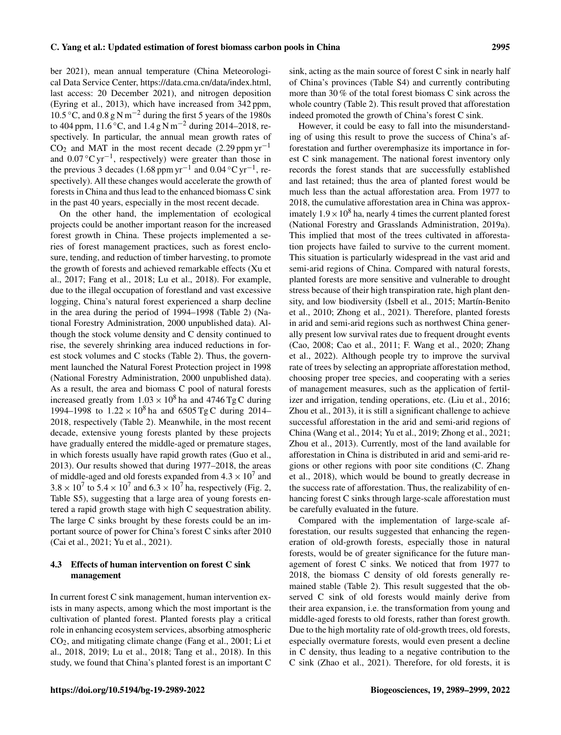ber 2021), mean annual temperature (China Meteorological Data Service Center, https://data.cma.cn/data/index.html, last access: 20 December 2021), and nitrogen deposition (Eyring et al., 2013), which have increased from 342 ppm, 10.5 °C, and $0.8\,\mathrm{g\,N\,m^{-2}}$ during the first 5 years of the 1980s to 404 ppm, 11.6 °C, and $1.4\,\mathrm{g\,N\,m^{-2}}$ during 2014–2018, respectively. In particular, the annual mean growth rates of $CO_2$ and MAT in the most recent decade ($2.29\,\mathrm{ppm\,yr^{-1}}$ and $0.07\,\mathrm{^{\circ}C\,yr^{-1}}$, respectively) were greater than those in the previous 3 decades ($1.68\,\mathrm{ppm\,yr^{-1}}$ and $0.04\,\mathrm{^{\circ}C\,yr^{-1}}$, respectively). All these changes would accelerate the growth of forests in China and thus lead to the enhanced biomass C sink in the past 40 years, especially in the most recent decade.

On the other hand, the implementation of ecological projects could be another important reason for the increased forest growth in China. These projects implemented a series of forest management practices, such as forest enclosure, tending, and reduction of timber harvesting, to promote the growth of forests and achieved remarkable effects (Xu et al., 2017; Fang et al., 2018; Lu et al., 2018). For example, due to the illegal occupation of forestland and vast excessive logging, China's natural forest experienced a sharp decline in the area during the period of 1994–1998 (Table 2) (National Forestry Administration, 2000 unpublished data). Although the stock volume density and C density continued to rise, the severely shrinking area induced reductions in forest stock volumes and C stocks (Table 2). Thus, the government launched the Natural Forest Protection project in 1998 (National Forestry Administration, 2000 unpublished data). As a result, the area and biomass C pool of natural forests increased greatly from $1.03 \times 10^8$ ha and 4746 Tg C during 1994–1998 to $1.22 \times 10^8$ ha and 6505 Tg C during 2014–2018, respectively (Table 2). Meanwhile, in the most recent decade, extensive young forests planted by these projects have gradually entered the middle-aged or premature stages, in which forests usually have rapid growth rates (Guo et al., 2013). Our results showed that during 1977–2018, the areas of middle-aged and old forests expanded from $4.3 \times 10^7$ and $3.8 \times 10^7$ to $5.4 \times 10^7$ and $6.3 \times 10^7$ ha, respectively (Fig. 2, Table S5), suggesting that a large area of young forests entered a rapid growth stage with high C sequestration ability. The large C sinks brought by these forests could be an important source of power for China's forest C sinks after 2010 (Cai et al., 2021; Yu et al., 2021).

### 4.3 Effects of human intervention on forest C sink management

In current forest C sink management, human intervention exists in many aspects, among which the most important is the cultivation of planted forest. Planted forests play a critical role in enhancing ecosystem services, absorbing atmospheric $CO_2$, and mitigating climate change (Fang et al., 2001; Li et al., 2018, 2019; Lu et al., 2018; Tang et al., 2018). In this study, we found that China's planted forest is an important C sink, acting as the main source of forest C sink in nearly half of China's provinces (Table S4) and currently contributing more than 30 % of the total forest biomass C sink across the whole country (Table 2). This result proved that afforestation indeed promoted the growth of China's forest C sink.

However, it could be easy to fall into the misunderstanding of using this result to prove the success of China's afforestation and further overemphasize its importance in forest C sink management. The national forest inventory only records the forest stands that are successfully established and last retained; thus the area of planted forest would be much less than the actual afforestation area. From 1977 to 2018, the cumulative afforestation area in China was approximately $1.9 \times 10^8$ ha, nearly 4 times the current planted forest (National Forestry and Grasslands Administration, 2019a). This implied that most of the trees cultivated in afforestation projects have failed to survive to the current moment. This situation is particularly widespread in the vast arid and semi-arid regions of China. Compared with natural forests, planted forests are more sensitive and vulnerable to drought stress because of their high transpiration rate, high plant density, and low biodiversity (Isbell et al., 2015; Martín-Benito et al., 2010; Zhong et al., 2021). Therefore, planted forests in arid and semi-arid regions such as northwest China generally present low survival rates due to frequent drought events (Cao, 2008; Cao et al., 2011; F. Wang et al., 2020; Zhang et al., 2022). Although people try to improve the survival rate of trees by selecting an appropriate afforestation method, choosing proper tree species, and cooperating with a series of management measures, such as the application of fertilizer and irrigation, tending operations, etc. (Liu et al., 2016; Zhou et al., 2013), it is still a significant challenge to achieve successful afforestation in the arid and semi-arid regions of China (Wang et al., 2014; Yu et al., 2019; Zhong et al., 2021; Zhou et al., 2013). Currently, most of the land available for afforestation in China is distributed in arid and semi-arid regions or other regions with poor site conditions (C. Zhang et al., 2018), which would be bound to greatly decrease in the success rate of afforestation. Thus, the realizability of enhancing forest C sinks through large-scale afforestation must be carefully evaluated in the future.

Compared with the implementation of large-scale afforestation, our results suggested that enhancing the regeneration of old-growth forests, especially those in natural forests, would be of greater significance for the future management of forest C sinks. We noticed that from 1977 to 2018, the biomass C density of old forests generally remained stable (Table 2). This result suggested that the observed C sink of old forests would mainly derive from their area expansion, i.e. the transformation from young and middle-aged forests to old forests, rather than forest growth. Due to the high mortality rate of old-growth trees, old forests, especially overmature forests, would even present a decline in C density, thus leading to a negative contribution to the C sink (Zhao et al., 2021). Therefore, for old forests, it is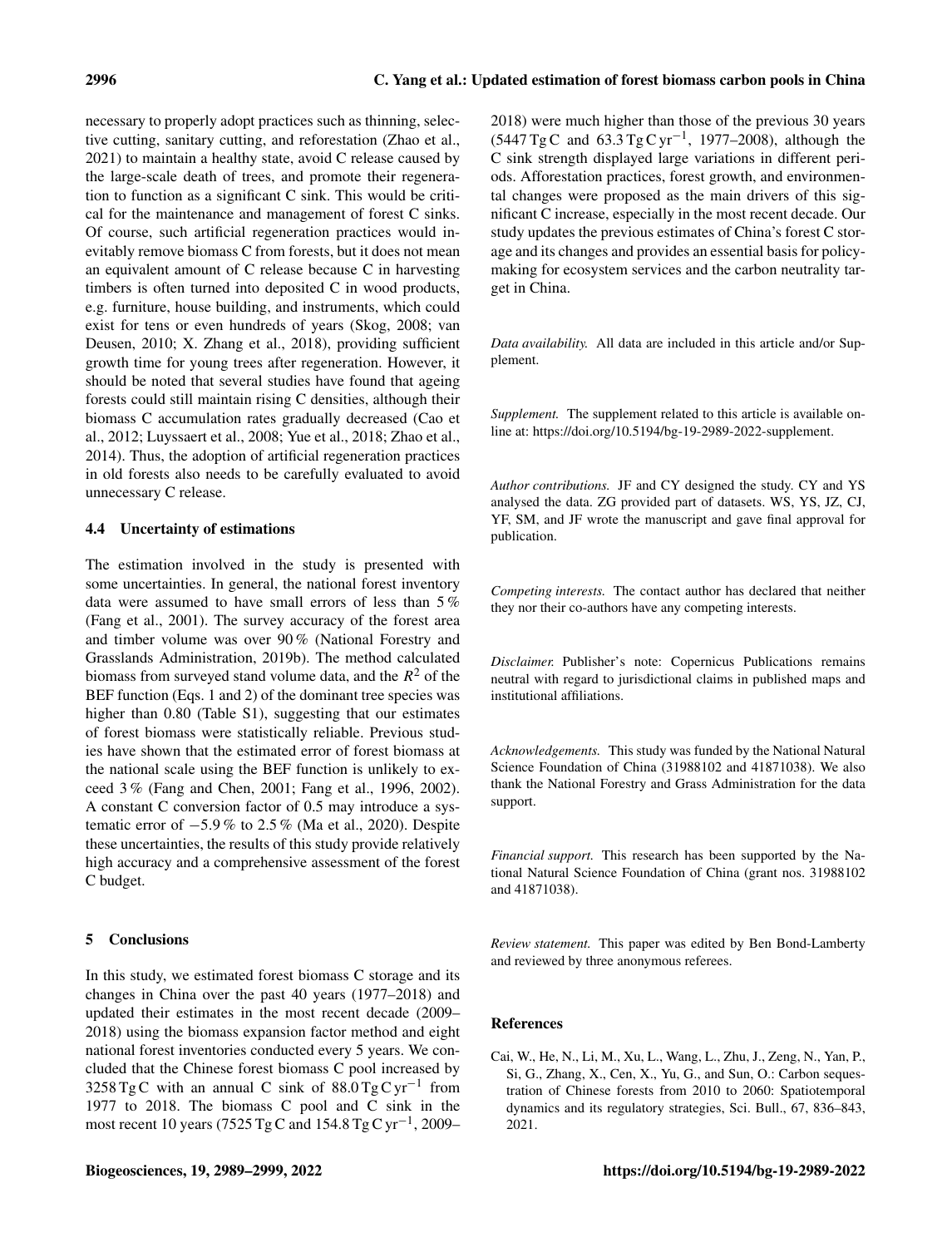necessary to properly adopt practices such as thinning, selective cutting, sanitary cutting, and reforestation (Zhao et al., 2021) to maintain a healthy state, avoid C release caused by the large-scale death of trees, and promote their regeneration to function as a significant C sink. This would be critical for the maintenance and management of forest C sinks. Of course, such artificial regeneration practices would inevitably remove biomass C from forests, but it does not mean an equivalent amount of C release because C in harvesting timbers is often turned into deposited C in wood products, e.g. furniture, house building, and instruments, which could exist for tens or even hundreds of years (Skog, 2008; van Deusen, 2010; X. Zhang et al., 2018), providing sufficient growth time for young trees after regeneration. However, it should be noted that several studies have found that ageing forests could still maintain rising C densities, although their biomass C accumulation rates gradually decreased (Cao et al., 2012; Luyssaert et al., 2008; Yue et al., 2018; Zhao et al., 2014). Thus, the adoption of artificial regeneration practices in old forests also needs to be carefully evaluated to avoid unnecessary C release.

### 4.4 Uncertainty of estimations

The estimation involved in the study is presented with some uncertainties. In general, the national forest inventory data were assumed to have small errors of less than 5 % (Fang et al., 2001). The survey accuracy of the forest area and timber volume was over 90 % (National Forestry and Grasslands Administration, 2019b). The method calculated biomass from surveyed stand volume data, and the $R^2$ of the BEF function (Eqs. 1 and 2) of the dominant tree species was higher than 0.80 (Table S1), suggesting that our estimates of forest biomass were statistically reliable. Previous studies have shown that the estimated error of forest biomass at the national scale using the BEF function is unlikely to exceed 3 % (Fang and Chen, 2001; Fang et al., 1996, 2002). A constant C conversion factor of 0.5 may introduce a systematic error of −5.9 % to 2.5 % (Ma et al., 2020). Despite these uncertainties, the results of this study provide relatively high accuracy and a comprehensive assessment of the forest C budget.

## 5 Conclusions

In this study, we estimated forest biomass C storage and its changes in China over the past 40 years (1977–2018) and updated their estimates in the most recent decade (2009–2018) using the biomass expansion factor method and eight national forest inventories conducted every 5 years. We concluded that the Chinese forest biomass C pool increased by 3258 Tg C with an annual C sink of 88.0 Tg C $yr^{-1}$ from 1977 to 2018. The biomass C pool and C sink in the most recent 10 years (7525 Tg C and 154.8 Tg C $yr^{-1}$, 2009–2018) were much higher than those of the previous 30 years (5447 Tg C and 63.3 Tg C $yr^{-1}$, 1977–2008), although the C sink strength displayed large variations in different periods. Afforestation practices, forest growth, and environmental changes were proposed as the main drivers of this significant C increase, especially in the most recent decade. Our study updates the previous estimates of China's forest C storage and its changes and provides an essential basis for policymaking for ecosystem services and the carbon neutrality target in China.

*Data availability.* All data are included in this article and/or Supplement.

*Supplement.* The supplement related to this article is available online at: https://doi.org/10.5194/bg-19-2989-2022-supplement.

*Author contributions.* JF and CY designed the study. CY and YS analysed the data. ZG provided part of datasets. WS, YS, JZ, CJ, YF, SM, and JF wrote the manuscript and gave final approval for publication.

*Competing interests.* The contact author has declared that neither they nor their co-authors have any competing interests.

*Disclaimer.* Publisher's note: Copernicus Publications remains neutral with regard to jurisdictional claims in published maps and institutional affiliations.

*Acknowledgements.* This study was funded by the National Natural Science Foundation of China (31988102 and 41871038). We also thank the National Forestry and Grass Administration for the data support.

*Financial support.* This research has been supported by the National Natural Science Foundation of China (grant nos. 31988102 and 41871038).

*Review statement.* This paper was edited by Ben Bond-Lamberty and reviewed by three anonymous referees.

## References

Cai, W., He, N., Li, M., Xu, L., Wang, L., Zhu, J., Zeng, N., Yan, P., Si, G., Zhang, X., Cen, X., Yu, G., and Sun, O.: Carbon sequestration of Chinese forests from 2010 to 2060: Spatiotemporal dynamics and its regulatory strategies, Sci. Bull., 67, 836–843, 2021.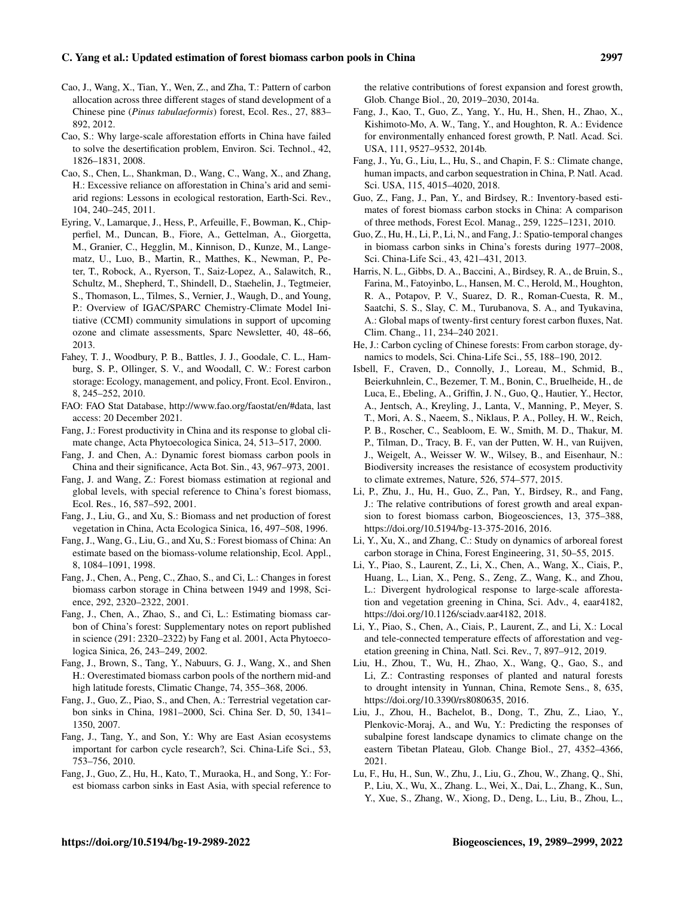Cao, J., Wang, X., Tian, Y., Wen, Z., and Zha, T.: Pattern of carbon allocation across three different stages of stand development of a Chinese pine (*Pinus tabulaeformis*) forest, Ecol. Res., 27, 883–892, 2012.

Cao, S.: Why large-scale afforestation efforts in China have failed to solve the desertification problem, Environ. Sci. Technol., 42, 1826–1831, 2008.

Cao, S., Chen, L., Shankman, D., Wang, C., Wang, X., and Zhang, H.: Excessive reliance on afforestation in China's arid and semi-arid regions: Lessons in ecological restoration, Earth-Sci. Rev., 104, 240–245, 2011.

Eyring, V., Lamarque, J., Hess, P., Arfeuille, F., Bowman, K., Chipperfiel, M., Duncan, B., Fiore, A., Gettelman, A., Giorgetta, M., Granier, C., Hegglin, M., Kinnison, D., Kunze, M., Langematz, U., Luo, B., Martin, R., Matthes, K., Newman, P., Peter, T., Robock, A., Ryerson, T., Saiz-Lopez, A., Salawitch, R., Schultz, M., Shepherd, T., Shindell, D., Staehelin, J., Tegtmeier, S., Thomason, L., Tilmes, S., Vernier, J., Waugh, D., and Young, P.: Overview of IGAC/SPARC Chemistry-Climate Model Initiative (CCMI) community simulations in support of upcoming ozone and climate assessments, Sparc Newsletter, 40, 48–66, 2013.

Fahey, T. J., Woodbury, P. B., Battles, J. J., Goodale, C. L., Hamburg, S. P., Ollinger, S. V., and Woodall, C. W.: Forest carbon storage: Ecology, management, and policy, Front. Ecol. Environ., 8, 245–252, 2010.

FAO: FAO Stat Database, http://www.fao.org/faostat/en/#data, last access: 20 December 2021.

Fang, J.: Forest productivity in China and its response to global climate change, Acta Phytoecologica Sinica, 24, 513–517, 2000.

Fang, J. and Chen, A.: Dynamic forest biomass carbon pools in China and their significance, Acta Bot. Sin., 43, 967–973, 2001.

Fang, J. and Wang, Z.: Forest biomass estimation at regional and global levels, with special reference to China's forest biomass, Ecol. Res., 16, 587–592, 2001.

Fang, J., Liu, G., and Xu, S.: Biomass and net production of forest vegetation in China, Acta Ecologica Sinica, 16, 497–508, 1996.

Fang, J., Wang, G., Liu, G., and Xu, S.: Forest biomass of China: An estimate based on the biomass-volume relationship, Ecol. Appl., 8, 1084–1091, 1998.

Fang, J., Chen, A., Peng, C., Zhao, S., and Ci, L.: Changes in forest biomass carbon storage in China between 1949 and 1998, Science, 292, 2320–2322, 2001.

Fang, J., Chen, A., Zhao, S., and Ci, L.: Estimating biomass carbon of China's forest: Supplementary notes on report published in science (291: 2320–2322) by Fang et al. 2001, Acta Phytoecologica Sinica, 26, 243–249, 2002.

Fang, J., Brown, S., Tang, Y., Nabuurs, G. J., Wang, X., and Shen H.: Overestimated biomass carbon pools of the northern mid-and high latitude forests, Climatic Change, 74, 355–368, 2006.

Fang, J., Guo, Z., Piao, S., and Chen, A.: Terrestrial vegetation carbon sinks in China, 1981–2000, Sci. China Ser. D, 50, 1341–1350, 2007.

Fang, J., Tang, Y., and Son, Y.: Why are East Asian ecosystems important for carbon cycle research?, Sci. China-Life Sci., 53, 753–756, 2010.

Fang, J., Guo, Z., Hu, H., Kato, T., Muraoka, H., and Song, Y.: Forest biomass carbon sinks in East Asia, with special reference to the relative contributions of forest expansion and forest growth, Glob. Change Biol., 20, 2019–2030, 2014a.

Fang, J., Kao, T., Guo, Z., Yang, Y., Hu, H., Shen, H., Zhao, X., Kishimoto-Mo, A. W., Tang, Y., and Houghton, R. A.: Evidence for environmentally enhanced forest growth, P. Natl. Acad. Sci. USA, 111, 9527–9532, 2014b.

Fang, J., Yu, G., Liu, L., Hu, S., and Chapin, F. S.: Climate change, human impacts, and carbon sequestration in China, P. Natl. Acad. Sci. USA, 115, 4015–4020, 2018.

Guo, Z., Fang, J., Pan, Y., and Birdsey, R.: Inventory-based estimates of forest biomass carbon stocks in China: A comparison of three methods, Forest Ecol. Manag., 259, 1225–1231, 2010.

Guo, Z., Hu, H., Li, P., Li, N., and Fang, J.: Spatio-temporal changes in biomass carbon sinks in China's forests during 1977–2008, Sci. China-Life Sci., 43, 421–431, 2013.

Harris, N. L., Gibbs, D. A., Baccini, A., Birdsey, R. A., de Bruin, S., Farina, M., Fatoyinbo, L., Hansen, M. C., Herold, M., Houghton, R. A., Potapov, P. V., Suarez, D. R., Roman-Cuesta, R. M., Saatchi, S. S., Slay, C. M., Turubanova, S. A., and Tyukavina, A.: Global maps of twenty-first century forest carbon fluxes, Nat. Clim. Chang., 11, 234–240 2021.

He, J.: Carbon cycling of Chinese forests: From carbon storage, dynamics to models, Sci. China-Life Sci., 55, 188–190, 2012.

Isbell, F., Craven, D., Connolly, J., Loreau, M., Schmid, B., Beierkuhnlein, C., Bezemer, T. M., Bonin, C., Bruelheide, H., de Luca, E., Ebeling, A., Griffin, J. N., Guo, Q., Hautier, Y., Hector, A., Jentsch, A., Kreyling, J., Lanta, V., Manning, P., Meyer, S. T., Mori, A. S., Naeem, S., Niklaus, P. A., Polley, H. W., Reich, P. B., Roscher, C., Seabloom, E. W., Smith, M. D., Thakur, M. P., Tilman, D., Tracy, B. F., van der Putten, W. H., van Ruijven, J., Weigelt, A., Weisser W. W., Wilsey, B., and Eisenhaur, N.: Biodiversity increases the resistance of ecosystem productivity to climate extremes, Nature, 526, 574–577, 2015.

Li, P., Zhu, J., Hu, H., Guo, Z., Pan, Y., Birdsey, R., and Fang, J.: The relative contributions of forest growth and areal expansion to forest biomass carbon, Biogeosciences, 13, 375–388, https://doi.org/10.5194/bg-13-375-2016, 2016.

Li, Y., Xu, X., and Zhang, C.: Study on dynamics of arboreal forest carbon storage in China, Forest Engineering, 31, 50–55, 2015.

Li, Y., Piao, S., Laurent, Z., Li, X., Chen, A., Wang, X., Ciais, P., Huang, L., Lian, X., Peng, S., Zeng, Z., Wang, K., and Zhou, L.: Divergent hydrological response to large-scale afforestation and vegetation greening in China, Sci. Adv., 4, eaar4182, https://doi.org/10.1126/sciadv.aar4182, 2018.

Li, Y., Piao, S., Chen, A., Ciais, P., Laurent, Z., and Li, X.: Local and tele-connected temperature effects of afforestation and vegetation greening in China, Natl. Sci. Rev., 7, 897–912, 2019.

Liu, H., Zhou, T., Wu, H., Zhao, X., Wang, Q., Gao, S., and Li, Z.: Contrasting responses of planted and natural forests to drought intensity in Yunnan, China, Remote Sens., 8, 635, https://doi.org/10.3390/rs8080635, 2016.

Liu, J., Zhou, H., Bachelot, B., Dong, T., Zhu, Z., Liao, Y., Plenkovic-Moraj, A., and Wu, Y.: Predicting the responses of subalpine forest landscape dynamics to climate change on the eastern Tibetan Plateau, Glob. Change Biol., 27, 4352–4366, 2021.

Lu, F., Hu, H., Sun, W., Zhu, J., Liu, G., Zhou, W., Zhang, Q., Shi, P., Liu, X., Wu, X., Zhang. L., Wei, X., Dai, L., Zhang, K., Sun, Y., Xue, S., Zhang, W., Xiong, D., Deng, L., Liu, B., Zhou, L.,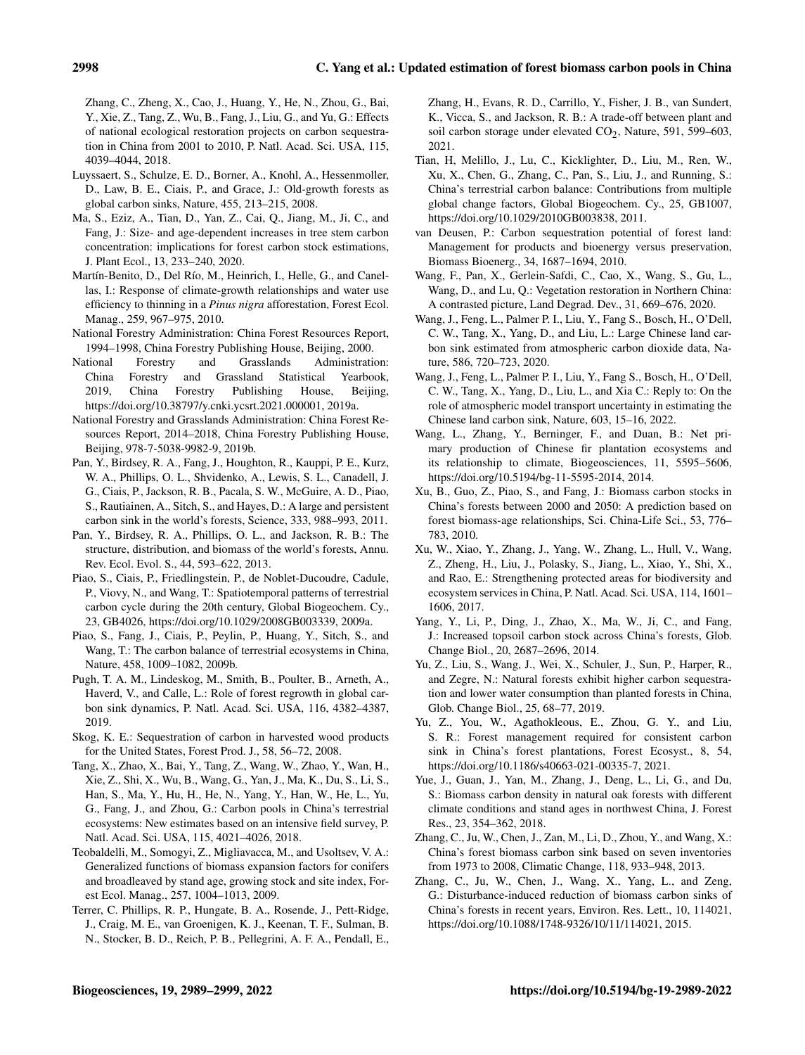Zhang, C., Zheng, X., Cao, J., Huang, Y., He, N., Zhou, G., Bai, Y., Xie, Z., Tang, Z., Wu, B., Fang, J., Liu, G., and Yu, G.: Effects of national ecological restoration projects on carbon sequestration in China from 2001 to 2010, P. Natl. Acad. Sci. USA, 115, 4039–4044, 2018.

Luyssaert, S., Schulze, E. D., Borner, A., Knohl, A., Hessenmoller, D., Law, B. E., Ciais, P., and Grace, J.: Old-growth forests as global carbon sinks, Nature, 455, 213–215, 2008.

Ma, S., Eziz, A., Tian, D., Yan, Z., Cai, Q., Jiang, M., Ji, C., and Fang, J.: Size- and age-dependent increases in tree stem carbon concentration: implications for forest carbon stock estimations, J. Plant Ecol., 13, 233–240, 2020.

Martín-Benito, D., Del Río, M., Heinrich, I., Helle, G., and Canellas, I.: Response of climate-growth relationships and water use efficiency to thinning in a *Pinus nigra* afforestation, Forest Ecol. Manag., 259, 967–975, 2010.

National Forestry Administration: China Forest Resources Report, 1994–1998, China Forestry Publishing House, Beijing, 2000.

National Forestry and Grassland Administration: China Forestry and Grassland Statistical Yearbook, 2019, China Forestry Publishing House, Beijing, https://doi.org/10.38797/y.cnki.ycsrt.2021.000001, 2019a.

National Forestry and Grasslands Administration: China Forest Resources Report, 2014–2018, China Forestry Publishing House, Beijing, 978-7-5038-9982-9, 2019b.

Pan, Y., Birdsey, R. A., Fang, J., Houghton, R., Kauppi, P. E., Kurz, W. A., Phillips, O. L., Shvidenko, A., Lewis, S. L., Canadell, J. G., Ciais, P., Jackson, R. B., Pacala, S. W., McGuire, A. D., Piao, S., Rautiainen, A., Sitch, S., and Hayes, D.: A large and persistent carbon sink in the world's forests, Science, 333, 988–993, 2011.

Pan, Y., Birdsey, R. A., Phillips, O. L., and Jackson, R. B.: The structure, distribution, and biomass of the world's forests, Annu. Rev. Ecol. Evol. S., 44, 593–622, 2013.

Piao, S., Ciais, P., Friedlingstein, P., de Noblet-Ducoudre, Cadule, P., Viovy, N., and Wang, T.: Spatiotemporal patterns of terrestrial carbon cycle during the 20th century, Global Biogeochem. Cy., 23, GB4026, https://doi.org/10.1029/2008GB003339, 2009a.

Piao, S., Fang, J., Ciais, P., Peylin, P., Huang, Y., Sitch, S., and Wang, T.: The carbon balance of terrestrial ecosystems in China, Nature, 458, 1009–1082, 2009b.

Pugh, T. A. M., Lindeskog, M., Smith, B., Poulter, B., Arneth, A., Haverd, V., and Calle, L.: Role of forest regrowth in global carbon sink dynamics, P. Natl. Acad. Sci. USA, 116, 4382–4387, 2019.

Skog, K. E.: Sequestration of carbon in harvested wood products for the United States, Forest Prod. J., 58, 56–72, 2008.

Tang, X., Zhao, X., Bai, Y., Tang, Z., Wang, W., Zhao, Y., Wan, H., Xie, Z., Shi, X., Wu, B., Wang, G., Yan, J., Ma, K., Du, S., Li, S., Han, S., Ma, Y., Hu, H., He, N., Yang, Y., Han, W., He, L., Yu, G., Fang, J., and Zhou, G.: Carbon pools in China's terrestrial ecosystems: New estimates based on an intensive field survey, P. Natl. Acad. Sci. USA, 115, 4021–4026, 2018.

Teobaldelli, M., Somogyi, Z., Migliavacca, M., and Usoltsev, V. A.: Generalized functions of biomass expansion factors for conifers and broadleaved by stand age, growing stock and site index, Forest Ecol. Manag., 257, 1004–1013, 2009.

Terrer, C. Phillips, R. P., Hungate, B. A., Rosende, J., Pett-Ridge, J., Craig, M. E., van Groenigen, K. J., Keenan, T. F., Sulman, B. N., Stocker, B. D., Reich, P. B., Pellegrini, A. F. A., Pendall, E., Zhang, H., Evans, R. D., Carrillo, Y., Fisher, J. B., van Sundert, K., Vicca, S., and Jackson, R. B.: A trade-off between plant and soil carbon storage under elevated $CO_2$, Nature, 591, 599–603, 2021.

Tian, H, Melillo, J., Lu, C., Kicklighter, D., Liu, M., Ren, W., Xu, X., Chen, G., Zhang, C., Pan, S., Liu, J., and Running, S.: China's terrestrial carbon balance: Contributions from multiple global change factors, Global Biogeochem. Cy., 25, GB1007, https://doi.org/10.1029/2010GB003838, 2011.

van Deusen, P.: Carbon sequestration potential of forest land: Management for products and bioenergy versus preservation, Biomass Bioenerg., 34, 1687–1694, 2010.

Wang, F., Pan, X., Gerlein-Safdi, C., Cao, X., Wang, S., Gu, L., Wang, D., and Lu, Q.: Vegetation restoration in Northern China: A contrasted picture, Land Degrad. Dev., 31, 669–676, 2020.

Wang, J., Feng, L., Palmer P. I., Liu, Y., Fang, S., Bosch, H., O'Dell, C. W., Tang, X., Yang, D., and Liu, L.: Large Chinese land carbon sink estimated from atmospheric carbon dioxide data, Nature, 586, 720–723, 2020.

Wang, J., Feng, L., Palmer P. I., Liu, Y., Fang S., Bosch, H., O'Dell, C. W., Tang, X., Yang, D., Liu, L., and Xia C.: Reply to: On the role of atmospheric model transport uncertainty in estimating the Chinese land carbon sink, Nature, 603, 15–16, 2022.

Wang, L., Zhang, Y., Berninger, F., and Duan, B.: Net primary production of Chinese fir plantation ecosystems and its relationship to climate, Biogeosciences, 11, 5595–5606, https://doi.org/10.5194/bg-11-5595-2014, 2014.

Xu, B., Guo, Z., Piao, S., and Fang, J.: Biomass carbon stocks in China's forests between 2000 and 2050: A prediction based on forest biomass-age relationships, Sci. China-Life Sci., 53, 776–783, 2010.

Xu, W., Xiao, Y., Zhang, J., Yang, W., Zhang, L., Hull, V., Wang, Z., Zheng, H., Liu, J., Polasky, S., Jiang, L., Xiao, Y., Shi, X., and Rao, E.: Strengthening protected areas for biodiversity and ecosystem services in China, P. Natl. Acad. Sci. USA, 114, 1601–1606, 2017.

Yang, Y., Li, P., Ding, J., Zhao, X., Ma, W., Ji, C., and Fang, J.: Increased topsoil carbon stock across China's forests, Glob. Change Biol., 20, 2687–2696, 2014.

Yu, Z., Liu, S., Wang, J., Wei, X., Schuler, J., Sun, P., Harper, R., and Zegre, N.: Natural forests exhibit higher carbon sequestration and lower water consumption than planted forests in China, Glob. Change Biol., 25, 68–77, 2019.

Yu, Z., You, W., Agathokleous, E., Zhou, G. Y., and Liu, S. R.: Forest management required for consistent carbon sink in China's forest plantations, Forest Ecosyst., 8, 54, https://doi.org/10.1186/s40663-021-00335-7, 2021.

Yue, J., Guan, J., Yan, M., Zhang, J., Deng, L., Li, G., and Du, S.: Biomass carbon density in natural oak forests with different climate conditions and stand ages in northwest China, J. Forest Res., 23, 354–362, 2018.

Zhang, C., Ju, W., Chen, J., Zan, M., Li, D., Zhou, Y., and Wang, X.: China's forest biomass carbon sink based on seven inventories from 1973 to 2008, Climatic Change, 118, 933–948, 2013.

Zhang, C., Ju, W., Chen, J., Wang, X., Yang, L., and Zeng, G.: Disturbance-induced reduction of biomass carbon sinks of China's forests in recent years, Environ. Res. Lett., 10, 114021, https://doi.org/10.1088/1748-9326/10/11/114021, 2015.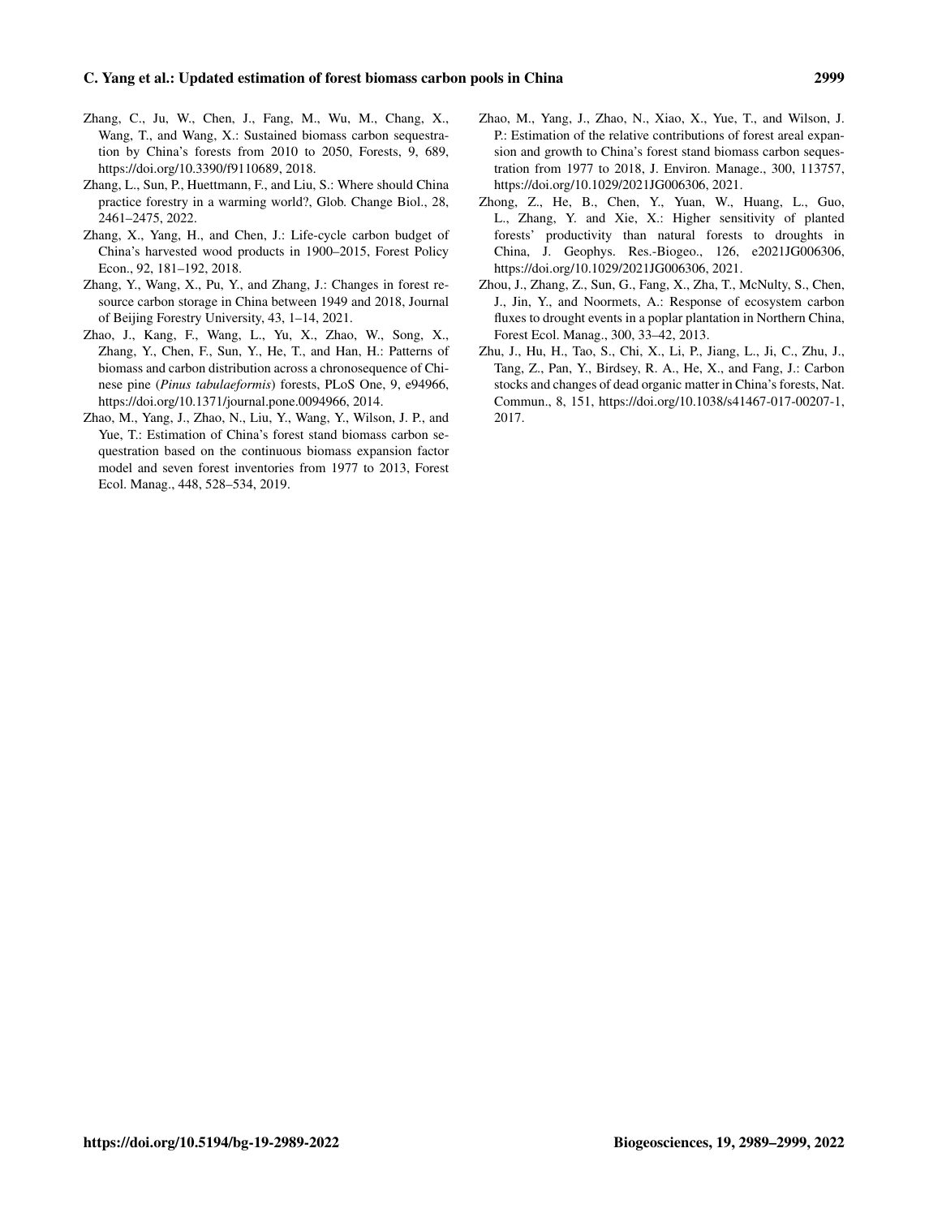Zhang, C., Ju, W., Chen, J., Fang, M., Wu, M., Chang, X., Wang, T., and Wang, X.: Sustained biomass carbon sequestration by China's forests from 2010 to 2050, Forests, 9, 689, https://doi.org/10.3390/f9110689, 2018.

Zhang, L., Sun, P., Huettmann, F., and Liu, S.: Where should China practice forestry in a warming world?, Glob. Change Biol., 28, 2461–2475, 2022.

Zhang, X., Yang, H., and Chen, J.: Life-cycle carbon budget of China's harvested wood products in 1900–2015, Forest Policy Econ., 92, 181–192, 2018.

Zhang, Y., Wang, X., Pu, Y., and Zhang, J.: Changes in forest resource carbon storage in China between 1949 and 2018, Journal of Beijing Forestry University, 43, 1–14, 2021.

Zhao, J., Kang, F., Wang, L., Yu, X., Zhao, W., Song, X., Zhang, Y., Chen, F., Sun, Y., He, T., and Han, H.: Patterns of biomass and carbon distribution across a chronosequence of Chinese pine (*Pinus tabulaeformis*) forests, PLoS One, 9, e94966, https://doi.org/10.1371/journal.pone.0094966, 2014.

Zhao, M., Yang, J., Zhao, N., Liu, Y., Wang, Y., Wilson, J. P., and Yue, T.: Estimation of China's forest stand biomass carbon sequestration based on the continuous biomass expansion factor model and seven forest inventories from 1977 to 2013, Forest Ecol. Manag., 448, 528–534, 2019.

Zhao, M., Yang, J., Zhao, N., Xiao, X., Yue, T., and Wilson, J. P.: Estimation of the relative contributions of forest areal expansion and growth to China's forest stand biomass carbon sequestration from 1977 to 2018, J. Environ. Manage., 300, 113757, https://doi.org/10.1029/2021JG006306, 2021.

Zhong, Z., He, B., Chen, Y., Yuan, W., Huang, L., Guo, L., Zhang, Y. and Xie, X.: Higher sensitivity of planted forests' productivity than natural forests to droughts in China, J. Geophys. Res.-Biogeo., 126, e2021JG006306, https://doi.org/10.1029/2021JG006306, 2021.

Zhou, J., Zhang, Z., Sun, G., Fang, X., Zha, T., McNulty, S., Chen, J., Jin, Y., and Noormets, A.: Response of ecosystem carbon fluxes to drought events in a poplar plantation in Northern China, Forest Ecol. Manag., 300, 33–42, 2013.

Zhu, J., Hu, H., Tao, S., Chi, X., Li, P., Jiang, L., Ji, C., Zhu, J., Tang, Z., Pan, Y., Birdsey, R. A., He, X., and Fang, J.: Carbon stocks and changes of dead organic matter in China's forests, Nat. Commun., 8, 151, https://doi.org/10.1038/s41467-017-00207-1, 2017.